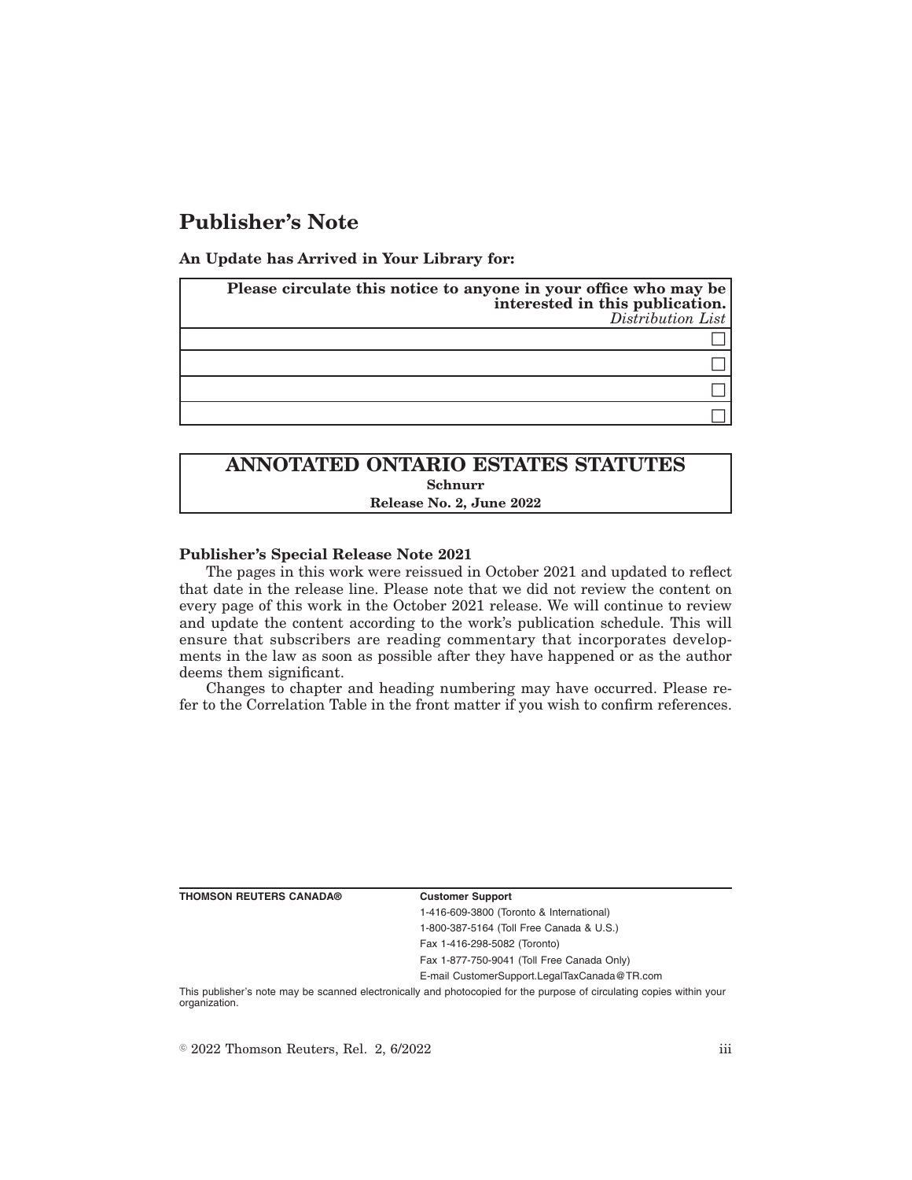# Publisher's Note

**An Update has Arrived in Your Library for:**

| **Please circulate this notice to anyone in your office who may be interested in this publication.** *Distribution List* |
| --- |
| ☐ |
| ☐ |
| ☐ |
| ☐ |

## ANNOTATED ONTARIO ESTATES STATUTES

**Schnurr**

**Release No. 2, June 2022**

**Publisher's Special Release Note 2021**

The pages in this work were reissued in October 2021 and updated to reflect that date in the release line. Please note that we did not review the content on every page of this work in the October 2021 release. We will continue to review and update the content according to the work's publication schedule. This will ensure that subscribers are reading commentary that incorporates developments in the law as soon as possible after they have happened or as the author deems them significant.

Changes to chapter and heading numbering may have occurred. Please refer to the Correlation Table in the front matter if you wish to confirm references.

**THOMSON REUTERS CANADA®**

**Customer Support**

1-416-609-3800 (Toronto & International)

1-800-387-5164 (Toll Free Canada & U.S.)

Fax 1-416-298-5082 (Toronto)

Fax 1-877-750-9041 (Toll Free Canada Only)

E-mail CustomerSupport.LegalTaxCanada@TR.com

This publisher's note may be scanned electronically and photocopied for the purpose of circulating copies within your organization.

© 2022 Thomson Reuters, Rel. 2, 6/2022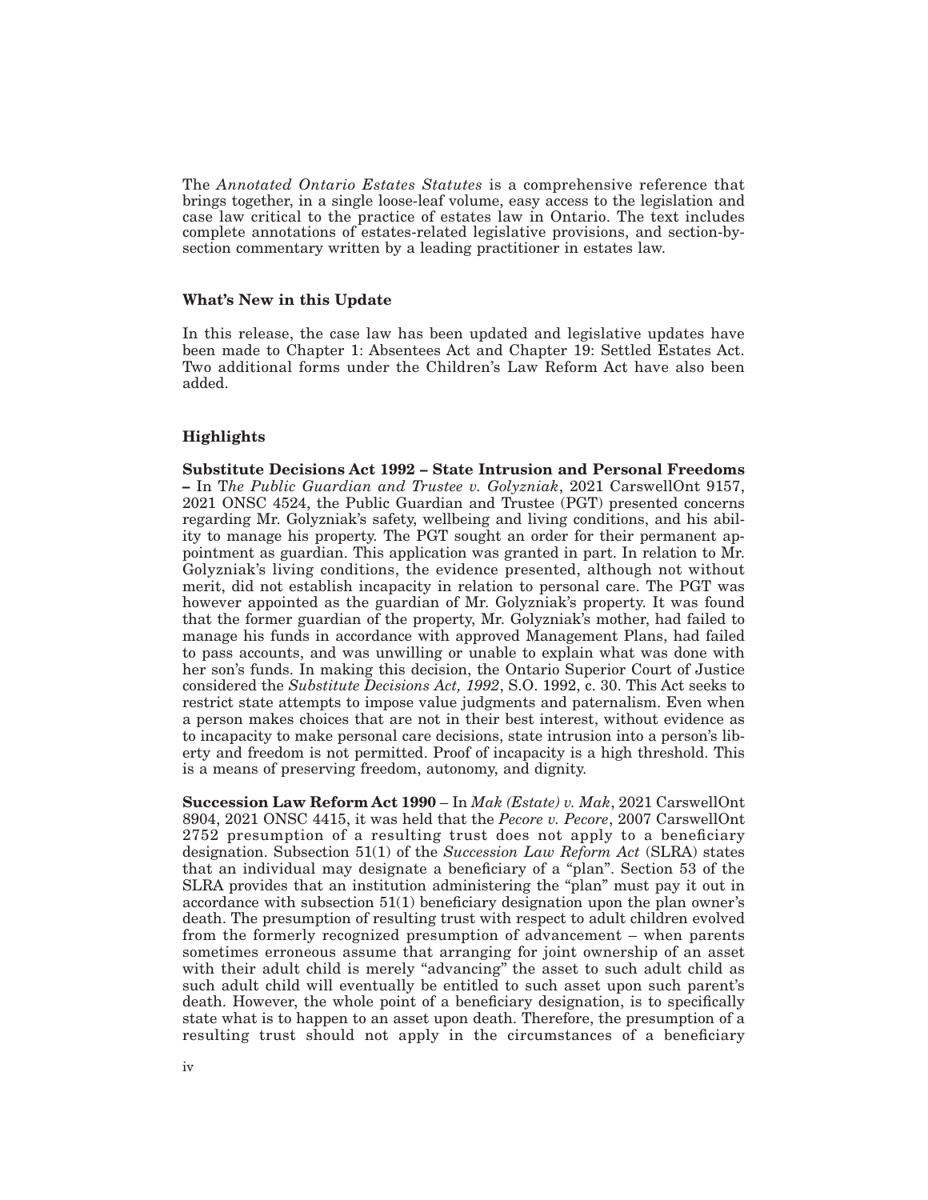The *Annotated Ontario Estates Statutes* is a comprehensive reference that brings together, in a single loose-leaf volume, easy access to the legislation and case law critical to the practice of estates law in Ontario. The text includes complete annotations of estates-related legislative provisions, and section-by-section commentary written by a leading practitioner in estates law.

### What's New in this Update

In this release, the case law has been updated and legislative updates have been made to Chapter 1: Absentees Act and Chapter 19: Settled Estates Act. Two additional forms under the Children's Law Reform Act have also been added.

### Highlights

**Substitute Decisions Act 1992 – State Intrusion and Personal Freedoms –** In T*he Public Guardian and Trustee v. Golyzniak*, 2021 CarswellOnt 9157, 2021 ONSC 4524, the Public Guardian and Trustee (PGT) presented concerns regarding Mr. Golyzniak's safety, wellbeing and living conditions, and his ability to manage his property. The PGT sought an order for their permanent appointment as guardian. This application was granted in part. In relation to Mr. Golyzniak's living conditions, the evidence presented, although not without merit, did not establish incapacity in relation to personal care. The PGT was however appointed as the guardian of Mr. Golyzniak's property. It was found that the former guardian of the property, Mr. Golyzniak's mother, had failed to manage his funds in accordance with approved Management Plans, had failed to pass accounts, and was unwilling or unable to explain what was done with her son's funds. In making this decision, the Ontario Superior Court of Justice considered the *Substitute Decisions Act, 1992*, S.O. 1992, c. 30. This Act seeks to restrict state attempts to impose value judgments and paternalism. Even when a person makes choices that are not in their best interest, without evidence as to incapacity to make personal care decisions, state intrusion into a person's liberty and freedom is not permitted. Proof of incapacity is a high threshold. This is a means of preserving freedom, autonomy, and dignity.

**Succession Law Reform Act 1990** – In *Mak (Estate) v. Mak*, 2021 CarswellOnt 8904, 2021 ONSC 4415, it was held that the *Pecore v. Pecore*, 2007 CarswellOnt 2752 presumption of a resulting trust does not apply to a beneficiary designation. Subsection 51(1) of the *Succession Law Reform Act* (SLRA) states that an individual may designate a beneficiary of a "plan". Section 53 of the SLRA provides that an institution administering the "plan" must pay it out in accordance with subsection 51(1) beneficiary designation upon the plan owner's death. The presumption of resulting trust with respect to adult children evolved from the formerly recognized presumption of advancement – when parents sometimes erroneous assume that arranging for joint ownership of an asset with their adult child is merely "advancing" the asset to such adult child as such adult child will eventually be entitled to such asset upon such parent's death. However, the whole point of a beneficiary designation, is to specifically state what is to happen to an asset upon death. Therefore, the presumption of a resulting trust should not apply in the circumstances of a beneficiary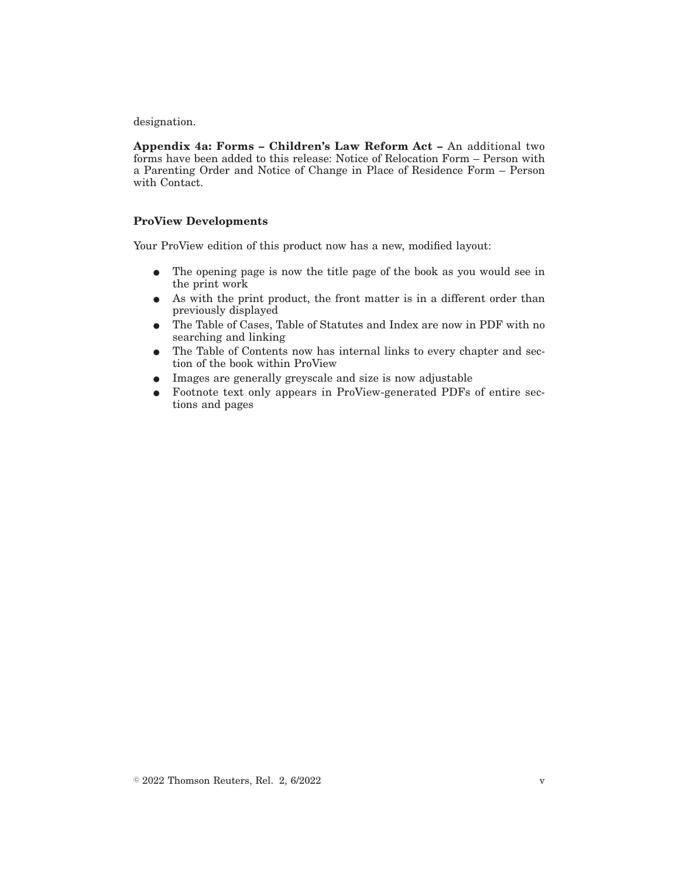designation.

**Appendix 4a: Forms – Children's Law Reform Act –** An additional two forms have been added to this release: Notice of Relocation Form – Person with a Parenting Order and Notice of Change in Place of Residence Form – Person with Contact.

### ProView Developments

Your ProView edition of this product now has a new, modified layout:

- The opening page is now the title page of the book as you would see in the print work
- As with the print product, the front matter is in a different order than previously displayed
- The Table of Cases, Table of Statutes and Index are now in PDF with no searching and linking
- The Table of Contents now has internal links to every chapter and section of the book within ProView
- Images are generally greyscale and size is now adjustable
- Footnote text only appears in ProView-generated PDFs of entire sections and pages